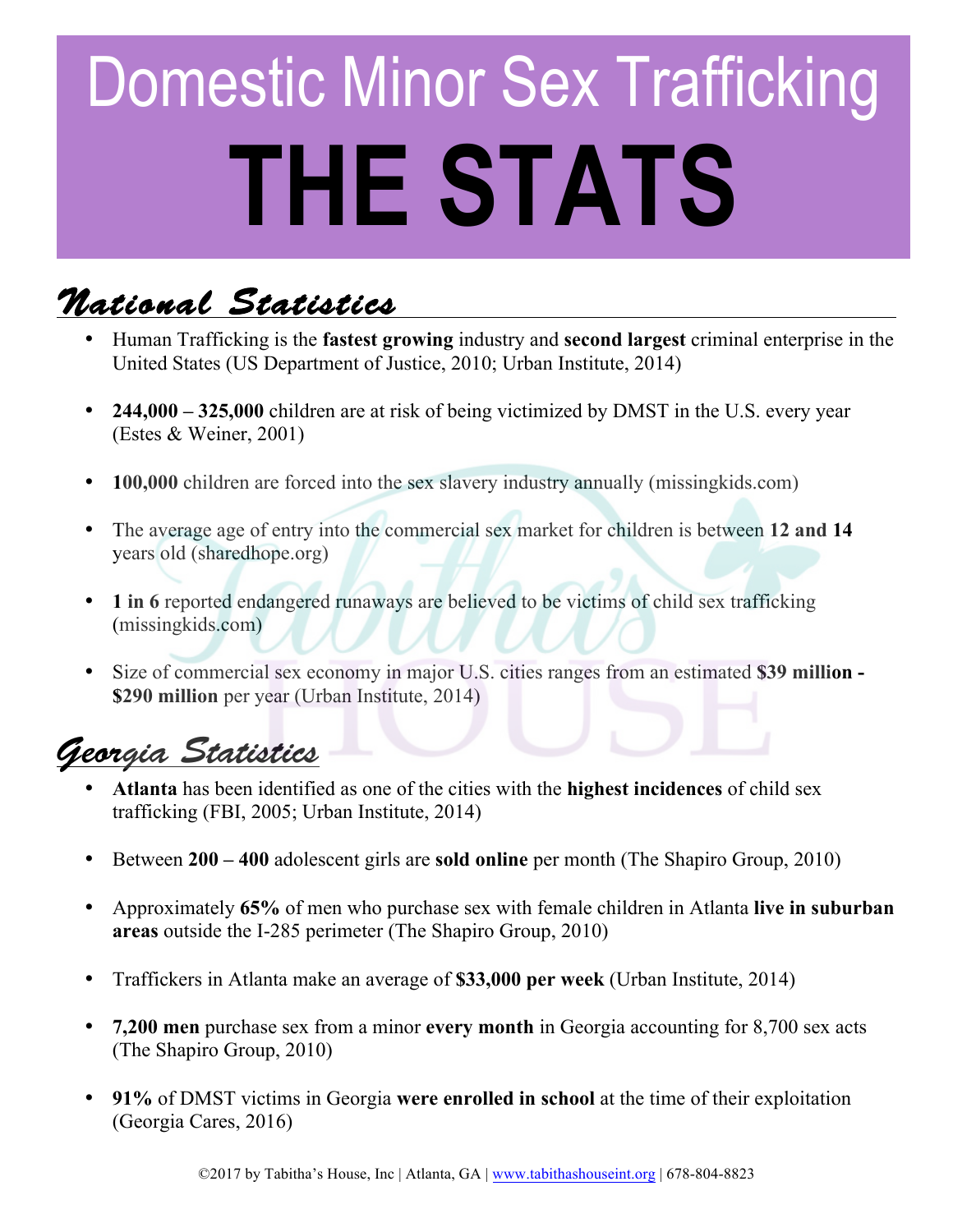# Domestic Minor Sex Trafficking
# THE STATS

## *National Statistics*

- Human Trafficking is the **fastest growing** industry and **second largest** criminal enterprise in the United States (US Department of Justice, 2010; Urban Institute, 2014)
- **244,000 – 325,000** children are at risk of being victimized by DMST in the U.S. every year (Estes & Weiner, 2001)
- **100,000** children are forced into the sex slavery industry annually (missingkids.com)
- The average age of entry into the commercial sex market for children is between **12 and 14** years old (sharedhope.org)
- **1 in 6** reported endangered runaways are believed to be victims of child sex trafficking (missingkids.com)
- Size of commercial sex economy in major U.S. cities ranges from an estimated **$39 million - $290 million** per year (Urban Institute, 2014)

## *Georgia Statistics*

- **Atlanta** has been identified as one of the cities with the **highest incidences** of child sex trafficking (FBI, 2005; Urban Institute, 2014)
- Between **200 – 400** adolescent girls are **sold online** per month (The Shapiro Group, 2010)
- Approximately **65%** of men who purchase sex with female children in Atlanta **live in suburban areas** outside the I-285 perimeter (The Shapiro Group, 2010)
- Traffickers in Atlanta make an average of **$33,000 per week** (Urban Institute, 2014)
- **7,200 men** purchase sex from a minor **every month** in Georgia accounting for 8,700 sex acts (The Shapiro Group, 2010)
- **91%** of DMST victims in Georgia **were enrolled in school** at the time of their exploitation (Georgia Cares, 2016)

©2017 by Tabitha's House, Inc | Atlanta, GA | www.tabithashouseint.org | 678-804-8823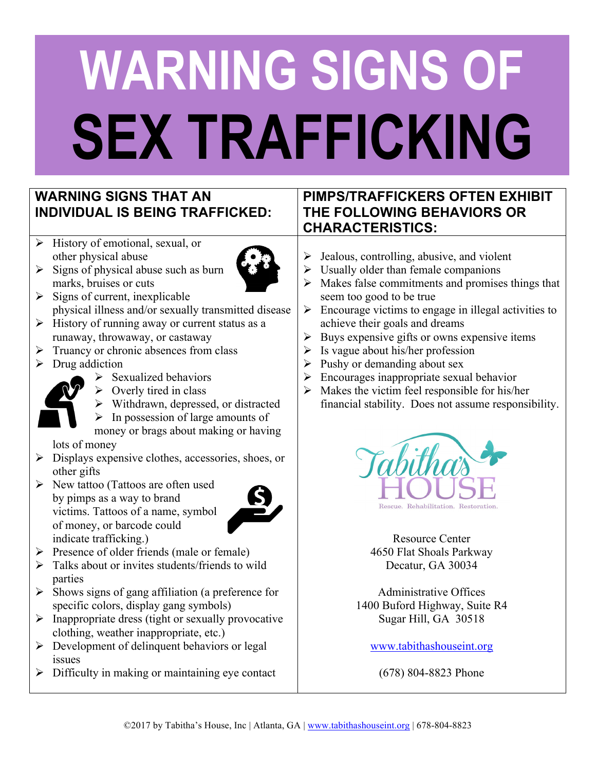# WARNING SIGNS OF SEX TRAFFICKING

## WARNING SIGNS THAT AN INDIVIDUAL IS BEING TRAFFICKED:

- History of emotional, sexual, or other physical abuse
- Signs of physical abuse such as burn marks, bruises or cuts
- Signs of current, inexplicable physical illness and/or sexually transmitted disease
- History of running away or current status as a runaway, throwaway, or castaway
- Truancy or chronic absences from class
- Drug addiction
- Sexualized behaviors
- Overly tired in class
- Withdrawn, depressed, or distracted
- In possession of large amounts of money or brags about making or having lots of money
- Displays expensive clothes, accessories, shoes, or other gifts
- New tattoo (Tattoos are often used by pimps as a way to brand victims. Tattoos of a name, symbol of money, or barcode could indicate trafficking.)
- Presence of older friends (male or female)
- Talks about or invites students/friends to wild parties
- Shows signs of gang affiliation (a preference for specific colors, display gang symbols)
- Inappropriate dress (tight or sexually provocative clothing, weather inappropriate, etc.)
- Development of delinquent behaviors or legal issues
- Difficulty in making or maintaining eye contact

## PIMPS/TRAFFICKERS OFTEN EXHIBIT THE FOLLOWING BEHAVIORS OR CHARACTERISTICS:

- Jealous, controlling, abusive, and violent
- Usually older than female companions
- Makes false commitments and promises things that seem too good to be true
- Encourage victims to engage in illegal activities to achieve their goals and dreams
- Buys expensive gifts or owns expensive items
- Is vague about his/her profession
- Pushy or demanding about sex
- Encourages inappropriate sexual behavior
- Makes the victim feel responsible for his/her financial stability. Does not assume responsibility.

Tabitha's HOUSE

Rescue. Rehabilitation. Restoration.

Resource Center
4650 Flat Shoals Parkway
Decatur, GA 30034

Administrative Offices
1400 Buford Highway, Suite R4
Sugar Hill, GA 30518

www.tabithashouseint.org

(678) 804-8823 Phone

©2017 by Tabitha's House, Inc | Atlanta, GA | www.tabithashouseint.org | 678-804-8823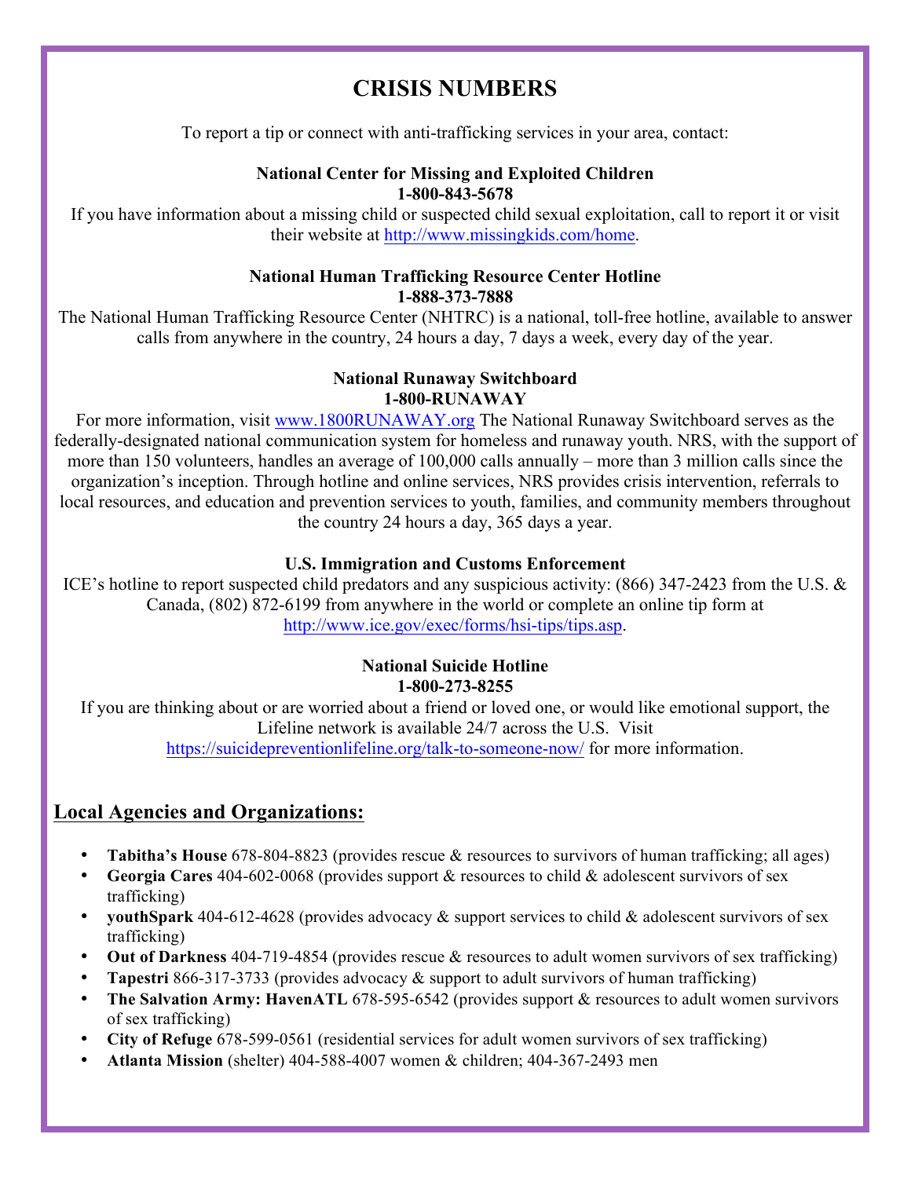# CRISIS NUMBERS

To report a tip or connect with anti-trafficking services in your area, contact:

**National Center for Missing and Exploited Children**
**1-800-843-5678**

If you have information about a missing child or suspected child sexual exploitation, call to report it or visit their website at http://www.missingkids.com/home.

**National Human Trafficking Resource Center Hotline**
**1-888-373-7888**

The National Human Trafficking Resource Center (NHTRC) is a national, toll-free hotline, available to answer calls from anywhere in the country, 24 hours a day, 7 days a week, every day of the year.

**National Runaway Switchboard**
**1-800-RUNAWAY**

For more information, visit www.1800RUNAWAY.org The National Runaway Switchboard serves as the federally-designated national communication system for homeless and runaway youth. NRS, with the support of more than 150 volunteers, handles an average of 100,000 calls annually – more than 3 million calls since the organization's inception. Through hotline and online services, NRS provides crisis intervention, referrals to local resources, and education and prevention services to youth, families, and community members throughout the country 24 hours a day, 365 days a year.

**U.S. Immigration and Customs Enforcement**

ICE's hotline to report suspected child predators and any suspicious activity: (866) 347-2423 from the U.S. & Canada, (802) 872-6199 from anywhere in the world or complete an online tip form at http://www.ice.gov/exec/forms/hsi-tips/tips.asp.

**National Suicide Hotline**
**1-800-273-8255**

If you are thinking about or are worried about a friend or loved one, or would like emotional support, the Lifeline network is available 24/7 across the U.S. Visit https://suicidepreventionlifeline.org/talk-to-someone-now/ for more information.

## Local Agencies and Organizations:

- **Tabitha's House** 678-804-8823 (provides rescue & resources to survivors of human trafficking; all ages)
- **Georgia Cares** 404-602-0068 (provides support & resources to child & adolescent survivors of sex trafficking)
- **youthSpark** 404-612-4628 (provides advocacy & support services to child & adolescent survivors of sex trafficking)
- **Out of Darkness** 404-719-4854 (provides rescue & resources to adult women survivors of sex trafficking)
- **Tapestri** 866-317-3733 (provides advocacy & support to adult survivors of human trafficking)
- **The Salvation Army: HavenATL** 678-595-6542 (provides support & resources to adult women survivors of sex trafficking)
- **City of Refuge** 678-599-0561 (residential services for adult women survivors of sex trafficking)
- **Atlanta Mission** (shelter) 404-588-4007 women & children; 404-367-2493 men